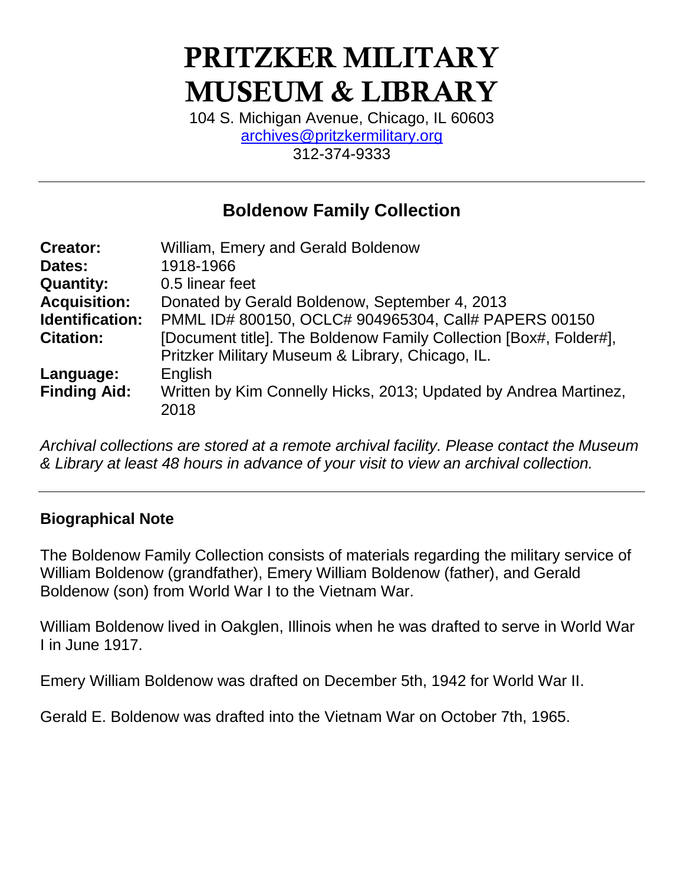# PRITZKER MILITARY MUSEUM & LIBRARY

104 S. Michigan Avenue, Chicago, IL 60603
archives@pritzkermilitary.org
312-374-9333

---

## Boldenow Family Collection

| | |
|---|---|
| **Creator:** | William, Emery and Gerald Boldenow |
| **Dates:** | 1918-1966 |
| **Quantity:** | 0.5 linear feet |
| **Acquisition:** | Donated by Gerald Boldenow, September 4, 2013 |
| **Identification:** | PMML ID# 800150, OCLC# 904965304, Call# PAPERS 00150 |
| **Citation:** | [Document title]. The Boldenow Family Collection [Box#, Folder#], Pritzker Military Museum & Library, Chicago, IL. |
| **Language:** | English |
| **Finding Aid:** | Written by Kim Connelly Hicks, 2013; Updated by Andrea Martinez, 2018 |

*Archival collections are stored at a remote archival facility. Please contact the Museum & Library at least 48 hours in advance of your visit to view an archival collection.*

---

### Biographical Note

The Boldenow Family Collection consists of materials regarding the military service of William Boldenow (grandfather), Emery William Boldenow (father), and Gerald Boldenow (son) from World War I to the Vietnam War.

William Boldenow lived in Oakglen, Illinois when he was drafted to serve in World War I in June 1917.

Emery William Boldenow was drafted on December 5th, 1942 for World War II.

Gerald E. Boldenow was drafted into the Vietnam War on October 7th, 1965.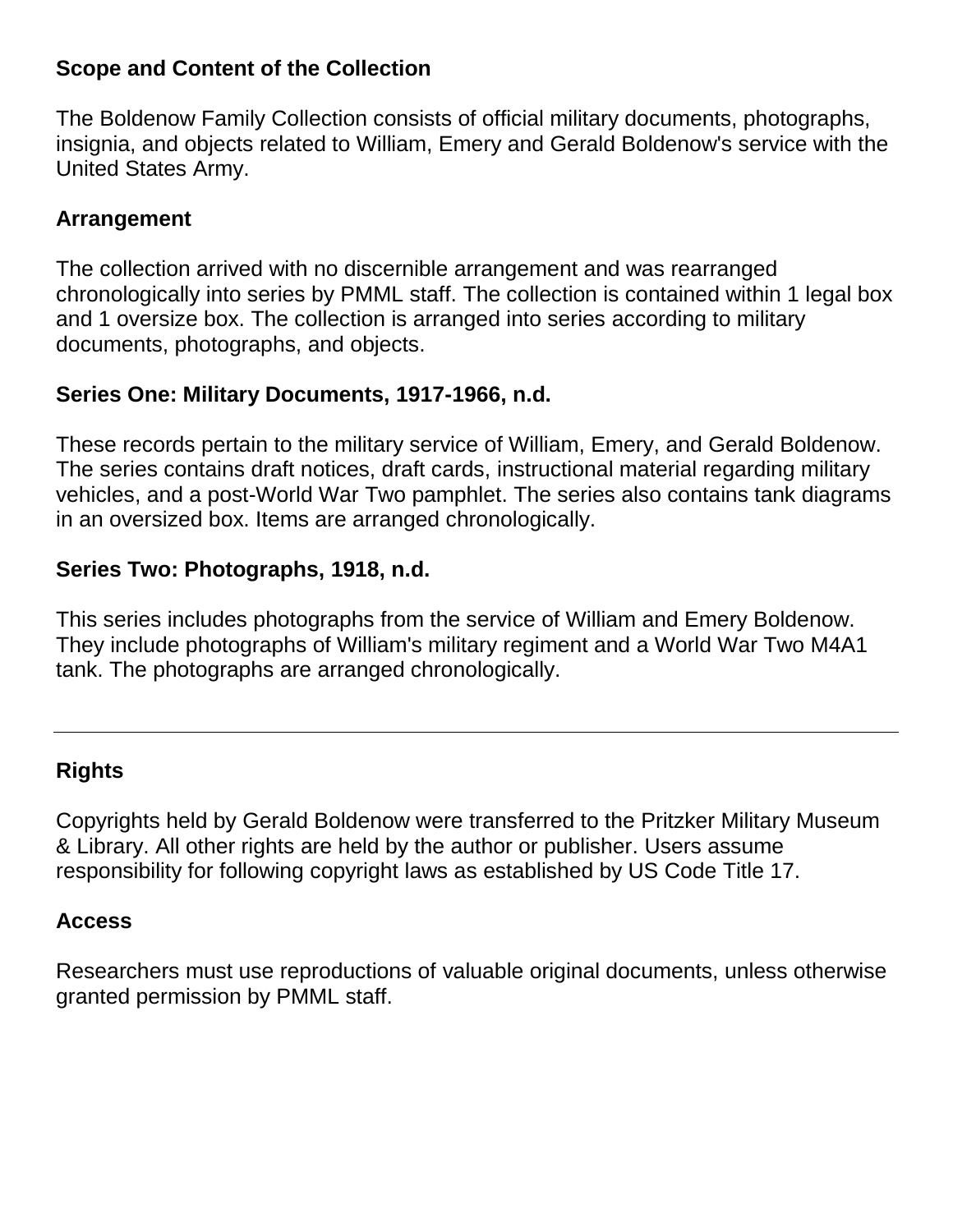## Scope and Content of the Collection

The Boldenow Family Collection consists of official military documents, photographs, insignia, and objects related to William, Emery and Gerald Boldenow's service with the United States Army.

## Arrangement

The collection arrived with no discernible arrangement and was rearranged chronologically into series by PMML staff. The collection is contained within 1 legal box and 1 oversize box. The collection is arranged into series according to military documents, photographs, and objects.

## Series One: Military Documents, 1917-1966, n.d.

These records pertain to the military service of William, Emery, and Gerald Boldenow. The series contains draft notices, draft cards, instructional material regarding military vehicles, and a post-World War Two pamphlet. The series also contains tank diagrams in an oversized box. Items are arranged chronologically.

## Series Two: Photographs, 1918, n.d.

This series includes photographs from the service of William and Emery Boldenow. They include photographs of William's military regiment and a World War Two M4A1 tank. The photographs are arranged chronologically.

---

## Rights

Copyrights held by Gerald Boldenow were transferred to the Pritzker Military Museum & Library. All other rights are held by the author or publisher. Users assume responsibility for following copyright laws as established by US Code Title 17.

## Access

Researchers must use reproductions of valuable original documents, unless otherwise granted permission by PMML staff.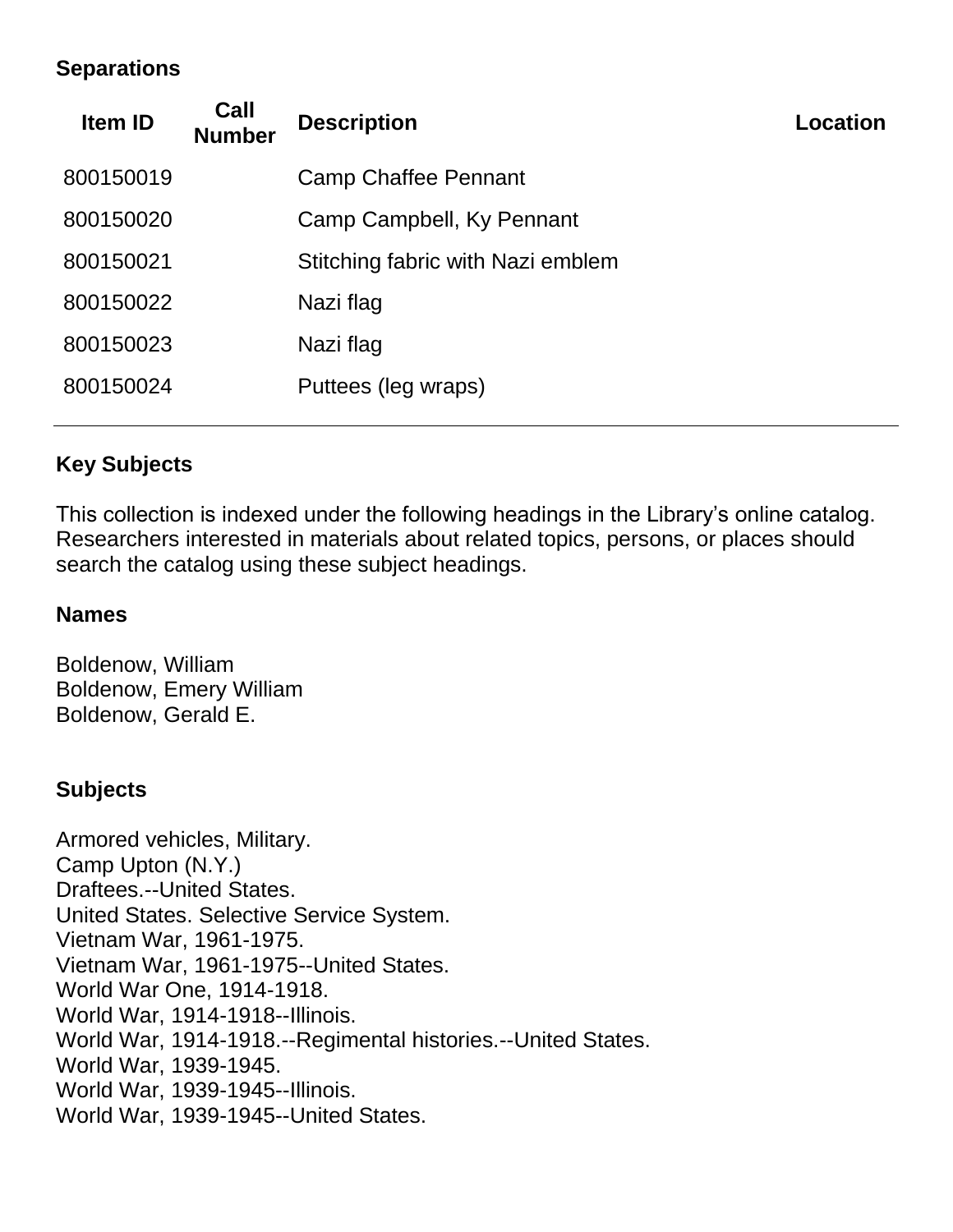## Separations

| Item ID | Call Number | Description | Location |
|---|---|---|---|
| 800150019 | | Camp Chaffee Pennant | |
| 800150020 | | Camp Campbell, Ky Pennant | |
| 800150021 | | Stitching fabric with Nazi emblem | |
| 800150022 | | Nazi flag | |
| 800150023 | | Nazi flag | |
| 800150024 | | Puttees (leg wraps) | |

---

## Key Subjects

This collection is indexed under the following headings in the Library's online catalog. Researchers interested in materials about related topics, persons, or places should search the catalog using these subject headings.

### Names

Boldenow, William
Boldenow, Emery William
Boldenow, Gerald E.

### Subjects

Armored vehicles, Military.
Camp Upton (N.Y.)
Draftees.--United States.
United States. Selective Service System.
Vietnam War, 1961-1975.
Vietnam War, 1961-1975--United States.
World War One, 1914-1918.
World War, 1914-1918--Illinois.
World War, 1914-1918.--Regimental histories.--United States.
World War, 1939-1945.
World War, 1939-1945--Illinois.
World War, 1939-1945--United States.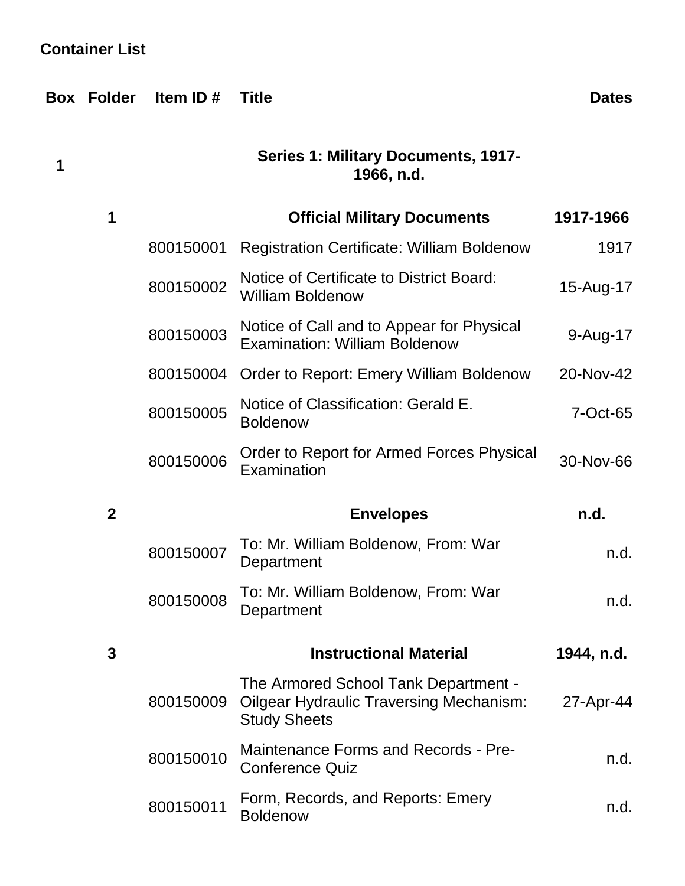## Container List

| Box | Folder | Item ID # | Title | Dates |
|---|---|---|---|---|
| 1 | | | **Series 1: Military Documents, 1917-1966, n.d.** | |
| | 1 | | **Official Military Documents** | **1917-1966** |
| | | 800150001 | Registration Certificate: William Boldenow | 1917 |
| | | 800150002 | Notice of Certificate to District Board: William Boldenow | 15-Aug-17 |
| | | 800150003 | Notice of Call and to Appear for Physical Examination: William Boldenow | 9-Aug-17 |
| | | 800150004 | Order to Report: Emery William Boldenow | 20-Nov-42 |
| | | 800150005 | Notice of Classification: Gerald E. Boldenow | 7-Oct-65 |
| | | 800150006 | Order to Report for Armed Forces Physical Examination | 30-Nov-66 |
| | 2 | | **Envelopes** | **n.d.** |
| | | 800150007 | To: Mr. William Boldenow, From: War Department | n.d. |
| | | 800150008 | To: Mr. William Boldenow, From: War Department | n.d. |
| | 3 | | **Instructional Material** | **1944, n.d.** |
| | | 800150009 | The Armored School Tank Department - Oilgear Hydraulic Traversing Mechanism: Study Sheets | 27-Apr-44 |
| | | 800150010 | Maintenance Forms and Records - Pre-Conference Quiz | n.d. |
| | | 800150011 | Form, Records, and Reports: Emery Boldenow | n.d. |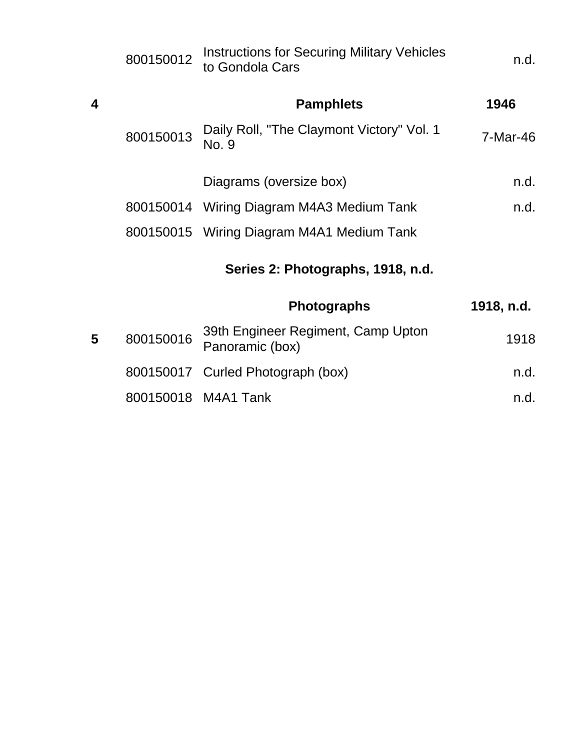| | | | |
|---|---|---|---|
| | 800150012 | Instructions for Securing Military Vehicles to Gondola Cars | n.d. |
| **4** | | **Pamphlets** | **1946** |
| | 800150013 | Daily Roll, "The Claymont Victory" Vol. 1 No. 9 | 7-Mar-46 |
| | | Diagrams (oversize box) | n.d. |
| | 800150014 | Wiring Diagram M4A3 Medium Tank | n.d. |
| | 800150015 | Wiring Diagram M4A1 Medium Tank | |

## Series 2: Photographs, 1918, n.d.

| | | | |
|---|---|---|---|
| | | **Photographs** | **1918, n.d.** |
| **5** | 800150016 | 39th Engineer Regiment, Camp Upton Panoramic (box) | 1918 |
| | 800150017 | Curled Photograph (box) | n.d. |
| | 800150018 | M4A1 Tank | n.d. |